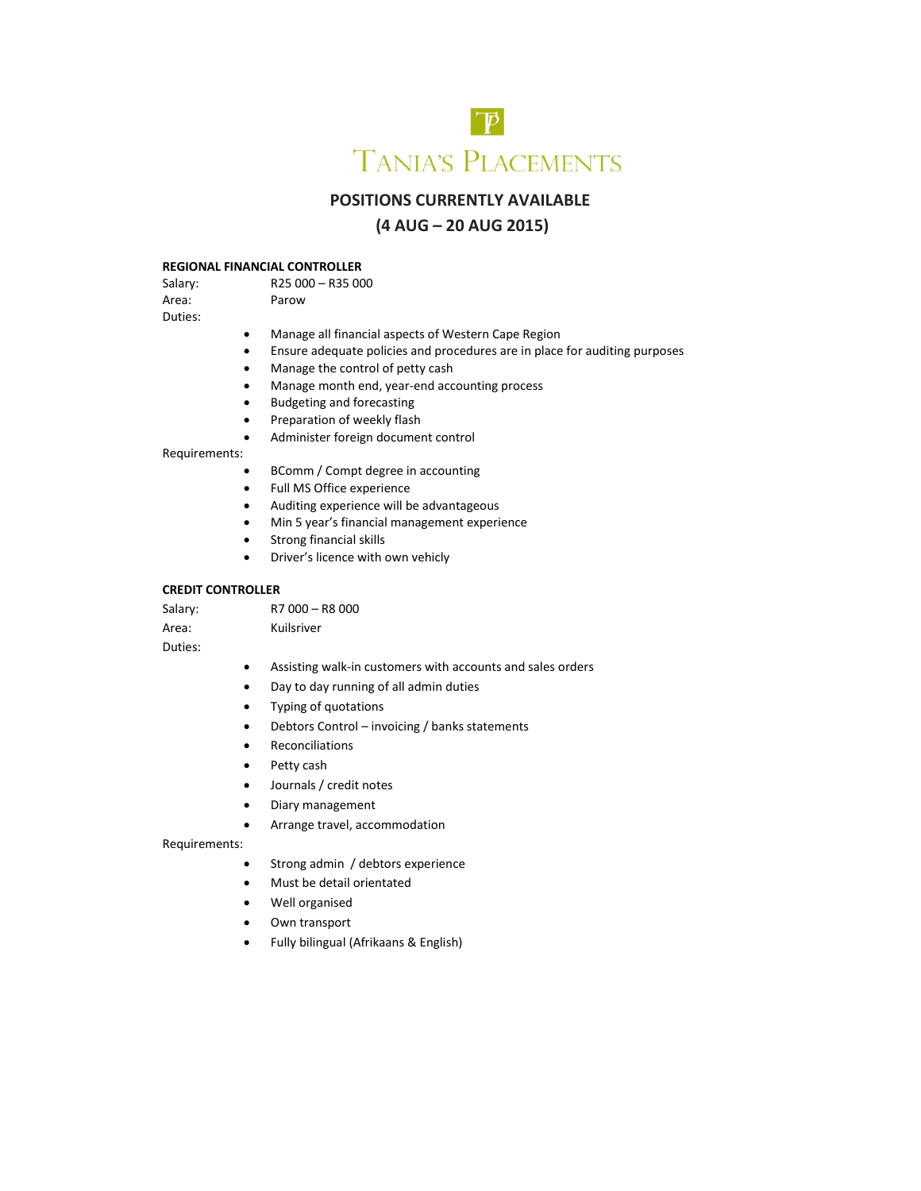# TANIA'S PLACEMENTS

## POSITIONS CURRENTLY AVAILABLE

## (4 AUG – 20 AUG 2015)

**REGIONAL FINANCIAL CONTROLLER**

Salary: R25 000 – R35 000

Area: Parow

Duties:

- Manage all financial aspects of Western Cape Region
- Ensure adequate policies and procedures are in place for auditing purposes
- Manage the control of petty cash
- Manage month end, year-end accounting process
- Budgeting and forecasting
- Preparation of weekly flash
- Administer foreign document control

Requirements:

- BComm / Compt degree in accounting
- Full MS Office experience
- Auditing experience will be advantageous
- Min 5 year's financial management experience
- Strong financial skills
- Driver's licence with own vehicly

**CREDIT CONTROLLER**

Salary: R7 000 – R8 000

Area: Kuilsriver

Duties:

- Assisting walk-in customers with accounts and sales orders
- Day to day running of all admin duties
- Typing of quotations
- Debtors Control – invoicing / banks statements
- Reconciliations
- Petty cash
- Journals / credit notes
- Diary management
- Arrange travel, accommodation

Requirements:

- Strong admin / debtors experience
- Must be detail orientated
- Well organised
- Own transport
- Fully bilingual (Afrikaans & English)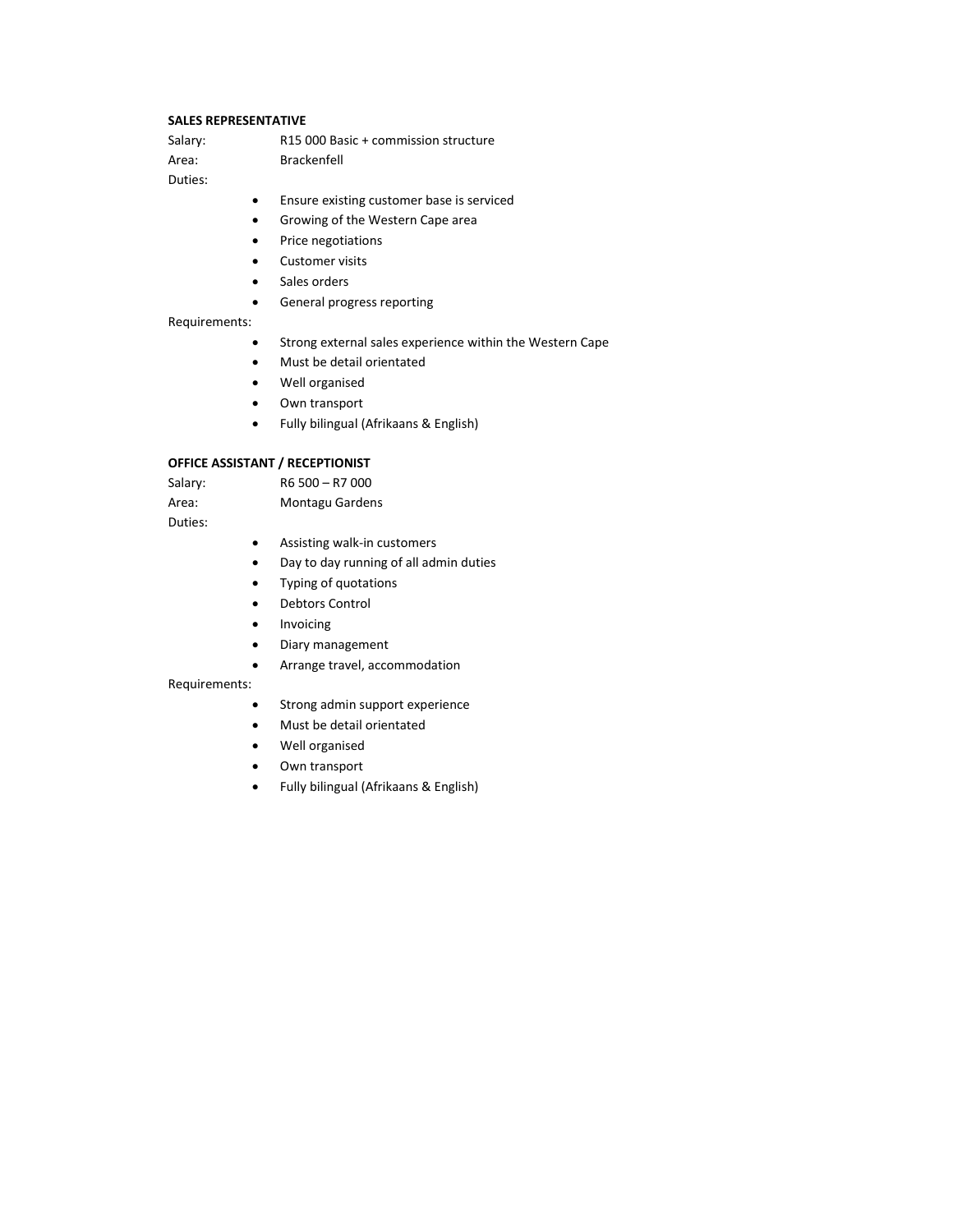**SALES REPRESENTATIVE**

Salary: R15 000 Basic + commission structure

Area: Brackenfell

Duties:

- Ensure existing customer base is serviced
- Growing of the Western Cape area
- Price negotiations
- Customer visits
- Sales orders
- General progress reporting

Requirements:

- Strong external sales experience within the Western Cape
- Must be detail orientated
- Well organised
- Own transport
- Fully bilingual (Afrikaans & English)

**OFFICE ASSISTANT / RECEPTIONIST**

Salary: R6 500 – R7 000

Area: Montagu Gardens

Duties:

- Assisting walk-in customers
- Day to day running of all admin duties
- Typing of quotations
- Debtors Control
- Invoicing
- Diary management
- Arrange travel, accommodation

Requirements:

- Strong admin support experience
- Must be detail orientated
- Well organised
- Own transport
- Fully bilingual (Afrikaans & English)